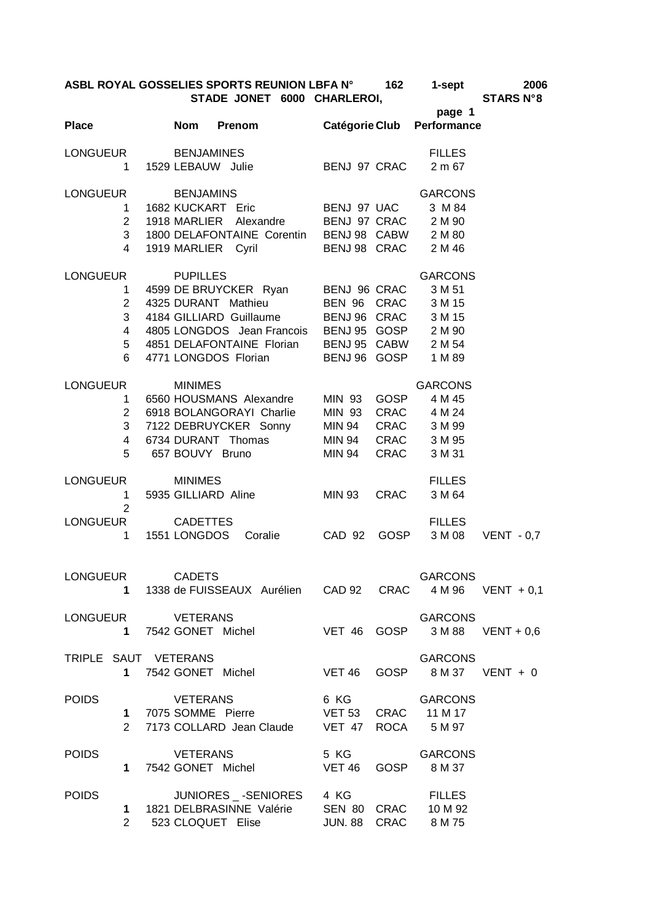**ASBL ROYAL GOSSELIES SPORTS REUNION LBFA N° 162 1-sept 2006**

**STADE JONET 6000 CHARLEROI, STARS N°8**

| Place | | Nom Prenom | Catégorie | Club | Performance | |
|---|---|---|---|---|---|---|
| LONGUEUR | | BENJAMINES | | | FILLES | |
| | 1 | 1529 LEBAUW Julie | BENJ 97 | CRAC | 2 m 67 | |
| LONGUEUR | | BENJAMINS | | | GARCONS | |
| | 1 | 1682 KUCKART Eric | BENJ 97 | UAC | 3 M 84 | |
| | 2 | 1918 MARLIER Alexandre | BENJ 97 | CRAC | 2 M 90 | |
| | 3 | 1800 DELAFONTAINE Corentin | BENJ 98 | CABW | 2 M 80 | |
| | 4 | 1919 MARLIER Cyril | BENJ 98 | CRAC | 2 M 46 | |
| LONGUEUR | | PUPILLES | | | GARCONS | |
| | 1 | 4599 DE BRUYCKER Ryan | BENJ 96 | CRAC | 3 M 51 | |
| | 2 | 4325 DURANT Mathieu | BEN 96 | CRAC | 3 M 15 | |
| | 3 | 4184 GILLIARD Guillaume | BENJ 96 | CRAC | 3 M 15 | |
| | 4 | 4805 LONGDOS Jean Francois | BENJ 95 | GOSP | 2 M 90 | |
| | 5 | 4851 DELAFONTAINE Florian | BENJ 95 | CABW | 2 M 54 | |
| | 6 | 4771 LONGDOS Florian | BENJ 96 | GOSP | 1 M 89 | |
| LONGUEUR | | MINIMES | | | GARCONS | |
| | 1 | 6560 HOUSMANS Alexandre | MIN 93 | GOSP | 4 M 45 | |
| | 2 | 6918 BOLANGORAYI Charlie | MIN 93 | CRAC | 4 M 24 | |
| | 3 | 7122 DEBRUYCKER Sonny | MIN 94 | CRAC | 3 M 99 | |
| | 4 | 6734 DURANT Thomas | MIN 94 | CRAC | 3 M 95 | |
| | 5 | 657 BOUVY Bruno | MIN 94 | CRAC | 3 M 31 | |
| LONGUEUR | | MINIMES | | | FILLES | |
| | 1 | 5935 GILLIARD Aline | MIN 93 | CRAC | 3 M 64 | |
| | 2 | | | | | |
| LONGUEUR | | CADETTES | | | FILLES | |
| | 1 | 1551 LONGDOS Coralie | CAD 92 | GOSP | 3 M 08 | VENT - 0,7 |
| LONGUEUR | | CADETS | | | GARCONS | |
| | **1** | 1338 de FUISSEAUX Aurélien | CAD 92 | CRAC | 4 M 96 | VENT + 0,1 |
| LONGUEUR | | VETERANS | | | GARCONS | |
| | **1** | 7542 GONET Michel | VET 46 | GOSP | 3 M 88 | VENT + 0,6 |
| TRIPLE SAUT | | VETERANS | | | GARCONS | |
| | **1** | 7542 GONET Michel | VET 46 | GOSP | 8 M 37 | VENT + 0 |
| POIDS | | VETERANS | 6 KG | | GARCONS | |
| | **1** | 7075 SOMME Pierre | VET 53 | CRAC | 11 M 17 | |
| | 2 | 7173 COLLARD Jean Claude | VET 47 | ROCA | 5 M 97 | |
| POIDS | | VETERANS | 5 KG | | GARCONS | |
| | **1** | 7542 GONET Michel | VET 46 | GOSP | 8 M 37 | |
| POIDS | | JUNIORES _ -SENIORES | 4 KG | | FILLES | |
| | **1** | 1821 DELBRASINNE Valérie | SEN 80 | CRAC | 10 M 92 | |
| | 2 | 523 CLOQUET Elise | JUN. 88 | CRAC | 8 M 75 | |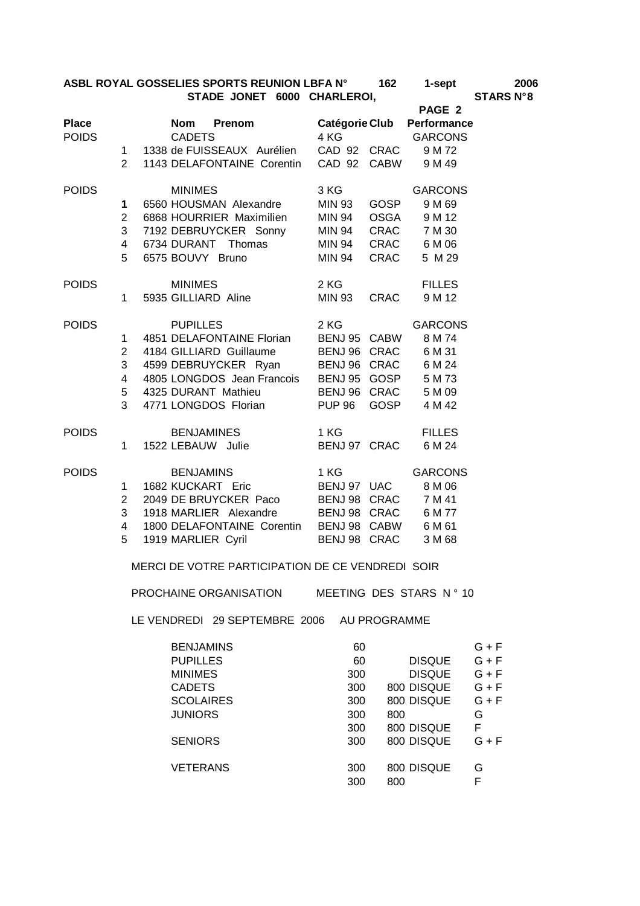**ASBL ROYAL GOSSELIES SPORTS REUNION LBFA N° 162 1-sept 2006**

**STADE JONET 6000 CHARLEROI, STARS N°8**

**PAGE 2**

| Place | | Nom Prenom | Catégorie | Club | Performance |
|---|---|---|---|---|---|
| POIDS | | CADETS | 4 KG | | GARCONS |
| | 1 | 1338 de FUISSEAUX Aurélien | CAD 92 | CRAC | 9 M 72 |
| | 2 | 1143 DELAFONTAINE Corentin | CAD 92 | CABW | 9 M 49 |
| | | | | | |
| POIDS | | MINIMES | 3 KG | | GARCONS |
| | **1** | 6560 HOUSMAN Alexandre | MIN 93 | GOSP | 9 M 69 |
| | 2 | 6868 HOURRIER Maximilien | MIN 94 | OSGA | 9 M 12 |
| | 3 | 7192 DEBRUYCKER Sonny | MIN 94 | CRAC | 7 M 30 |
| | 4 | 6734 DURANT Thomas | MIN 94 | CRAC | 6 M 06 |
| | 5 | 6575 BOUVY Bruno | MIN 94 | CRAC | 5 M 29 |
| | | | | | |
| POIDS | | MINIMES | 2 KG | | FILLES |
| | 1 | 5935 GILLIARD Aline | MIN 93 | CRAC | 9 M 12 |
| | | | | | |
| POIDS | | PUPILLES | 2 KG | | GARCONS |
| | 1 | 4851 DELAFONTAINE Florian | BENJ 95 | CABW | 8 M 74 |
| | 2 | 4184 GILLIARD Guillaume | BENJ 96 | CRAC | 6 M 31 |
| | 3 | 4599 DEBRUYCKER Ryan | BENJ 96 | CRAC | 6 M 24 |
| | 4 | 4805 LONGDOS Jean Francois | BENJ 95 | GOSP | 5 M 73 |
| | 5 | 4325 DURANT Mathieu | BENJ 96 | CRAC | 5 M 09 |
| | 3 | 4771 LONGDOS Florian | PUP 96 | GOSP | 4 M 42 |
| | | | | | |
| POIDS | | BENJAMINES | 1 KG | | FILLES |
| | 1 | 1522 LEBAUW Julie | BENJ 97 | CRAC | 6 M 24 |
| | | | | | |
| POIDS | | BENJAMINS | 1 KG | | GARCONS |
| | 1 | 1682 KUCKART Eric | BENJ 97 | UAC | 8 M 06 |
| | 2 | 2049 DE BRUYCKER Paco | BENJ 98 | CRAC | 7 M 41 |
| | 3 | 1918 MARLIER Alexandre | BENJ 98 | CRAC | 6 M 77 |
| | 4 | 1800 DELAFONTAINE Corentin | BENJ 98 | CABW | 6 M 61 |
| | 5 | 1919 MARLIER Cyril | BENJ 98 | CRAC | 3 M 68 |

MERCI DE VOTRE PARTICIPATION DE CE VENDREDI SOIR

PROCHAINE ORGANISATION MEETING DES STARS N ° 10

LE VENDREDI 29 SEPTEMBRE 2006 AU PROGRAMME

| | | | | |
|---|---|---|---|---|
| BENJAMINS | 60 | | | G + F |
| PUPILLES | 60 | | DISQUE | G + F |
| MINIMES | 300 | | DISQUE | G + F |
| CADETS | 300 | 800 | DISQUE | G + F |
| SCOLAIRES | 300 | 800 | DISQUE | G + F |
| JUNIORS | 300 | 800 | | G |
| | 300 | 800 | DISQUE | F |
| SENIORS | 300 | 800 | DISQUE | G + F |
| | | | | |
| VETERANS | 300 | 800 | DISQUE | G |
| | 300 | 800 | | F |